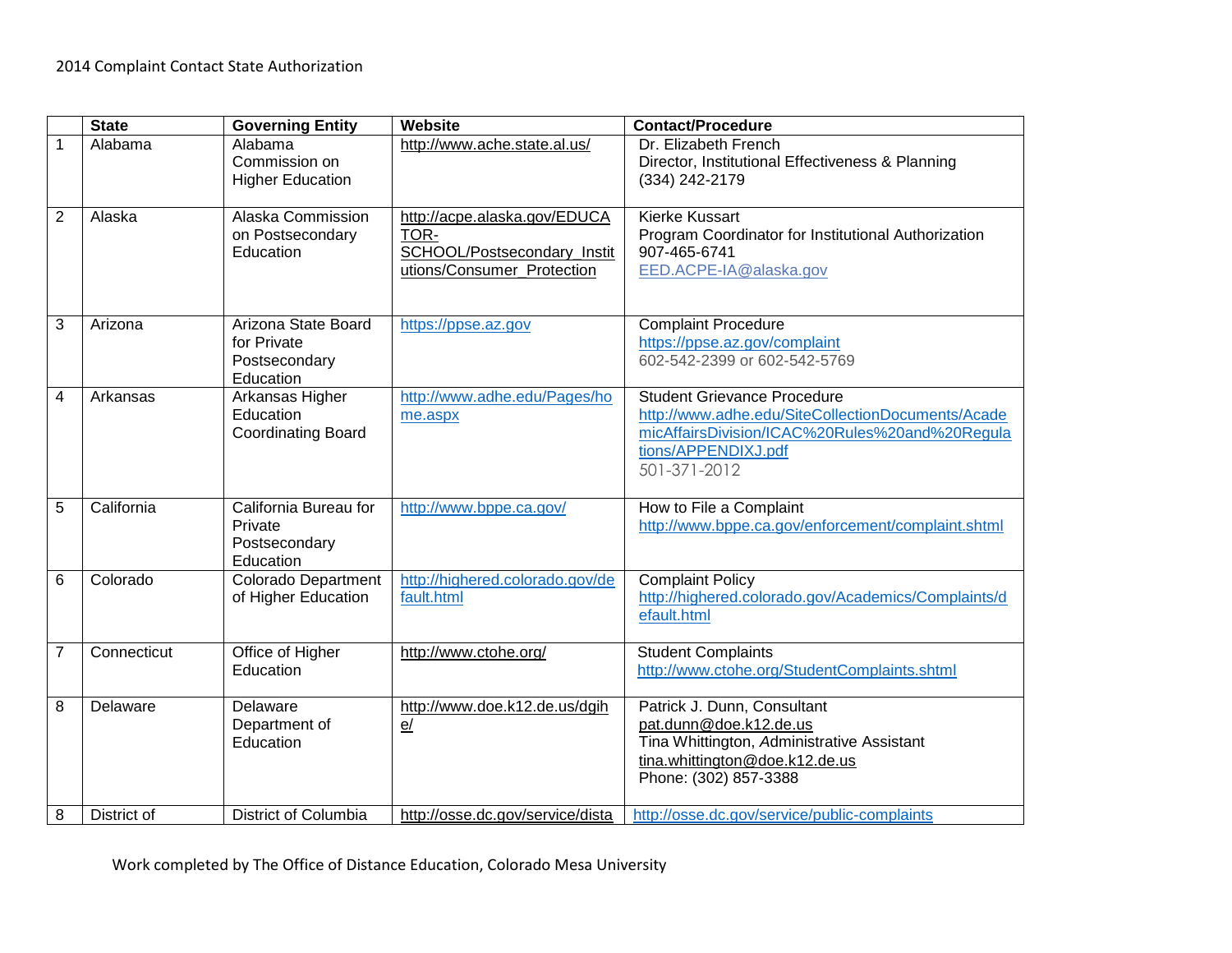2014 Complaint Contact State Authorization

| | State | Governing Entity | Website | Contact/Procedure |
|---|---|---|---|---|
| 1 | Alabama | Alabama Commission on Higher Education | http://www.ache.state.al.us/ | Dr. Elizabeth French<br>Director, Institutional Effectiveness & Planning<br>(334) 242-2179 |
| 2 | Alaska | Alaska Commission on Postsecondary Education | http://acpe.alaska.gov/EDUCATOR-SCHOOL/Postsecondary_Institutions/Consumer_Protection | Kierke Kussart<br>Program Coordinator for Institutional Authorization<br>907-465-6741<br>EED.ACPE-IA@alaska.gov |
| 3 | Arizona | Arizona State Board for Private Postsecondary Education | https://ppse.az.gov | Complaint Procedure<br>https://ppse.az.gov/complaint<br>602-542-2399 or 602-542-5769 |
| 4 | Arkansas | Arkansas Higher Education Coordinating Board | http://www.adhe.edu/Pages/home.aspx | Student Grievance Procedure<br>http://www.adhe.edu/SiteCollectionDocuments/AcademicAffairsDivision/ICAC%20Rules%20and%20Regulations/APPENDIXJ.pdf<br>501-371-2012 |
| 5 | California | California Bureau for Private Postsecondary Education | http://www.bppe.ca.gov/ | How to File a Complaint<br>http://www.bppe.ca.gov/enforcement/complaint.shtml |
| 6 | Colorado | Colorado Department of Higher Education | http://highered.colorado.gov/default.html | Complaint Policy<br>http://highered.colorado.gov/Academics/Complaints/default.html |
| 7 | Connecticut | Office of Higher Education | http://www.ctohe.org/ | Student Complaints<br>http://www.ctohe.org/StudentComplaints.shtml |
| 8 | Delaware | Delaware Department of Education | http://www.doe.k12.de.us/dgihe/ | Patrick J. Dunn, Consultant<br>pat.dunn@doe.k12.de.us<br>Tina Whittington, *A*dministrative Assistant<br>tina.whittington@doe.k12.de.us<br>Phone: (302) 857-3388 |
| 8 | District of | District of Columbia | http://osse.dc.gov/service/dista | http://osse.dc.gov/service/public-complaints |

Work completed by The Office of Distance Education, Colorado Mesa University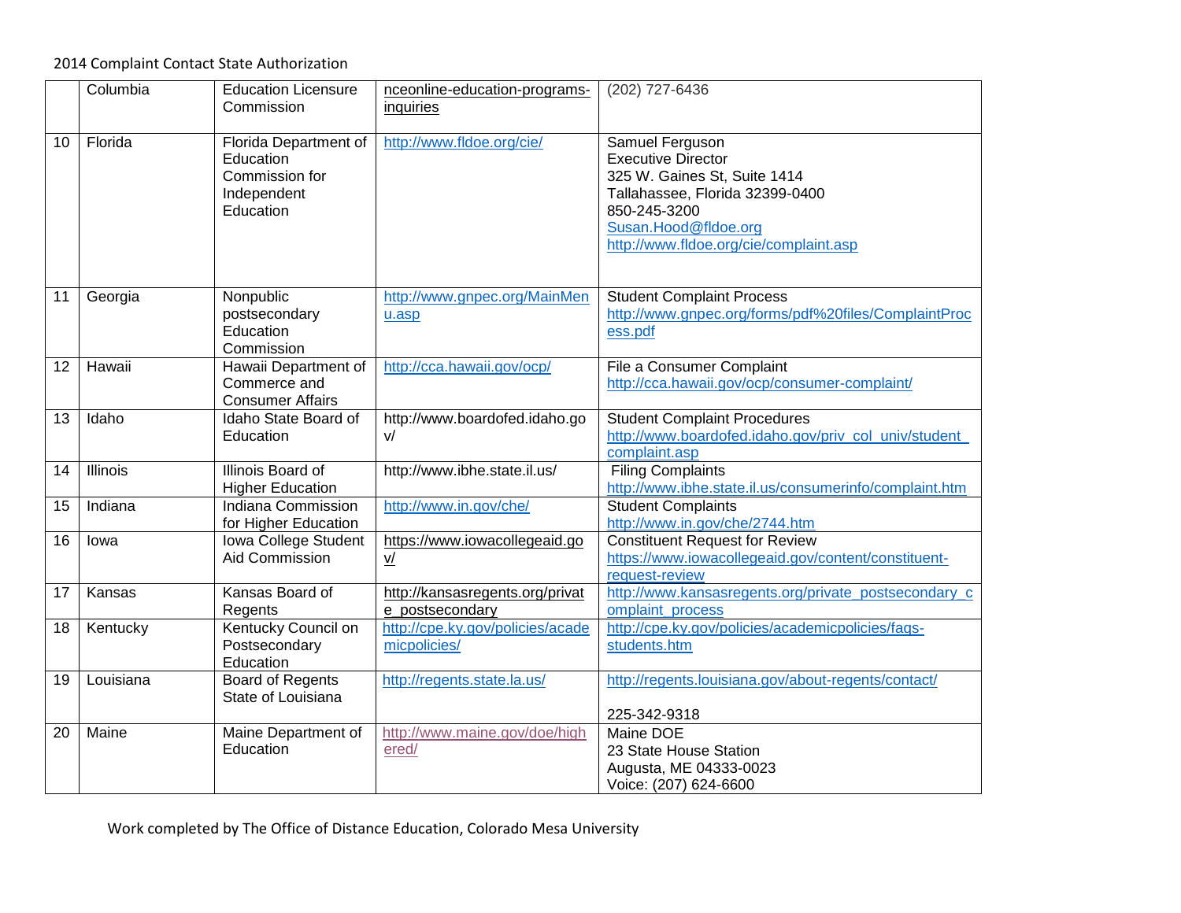| | Columbia | Education Licensure Commission | nceonline-education-programs-inquiries | (202) 727-6436 |
|---|---|---|---|---|
| 10 | Florida | Florida Department of Education Commission for Independent Education | http://www.fldoe.org/cie/ | Samuel Ferguson<br>Executive Director<br>325 W. Gaines St, Suite 1414<br>Tallahassee, Florida 32399-0400<br>850-245-3200<br>Susan.Hood@fldoe.org<br>http://www.fldoe.org/cie/complaint.asp |
| 11 | Georgia | Nonpublic postsecondary Education Commission | http://www.gnpec.org/MainMenu.asp | Student Complaint Process<br>http://www.gnpec.org/forms/pdf%20files/ComplaintProcess.pdf |
| 12 | Hawaii | Hawaii Department of Commerce and Consumer Affairs | http://cca.hawaii.gov/ocp/ | File a Consumer Complaint<br>http://cca.hawaii.gov/ocp/consumer-complaint/ |
| 13 | Idaho | Idaho State Board of Education | http://www.boardofed.idaho.gov/ | Student Complaint Procedures<br>http://www.boardofed.idaho.gov/priv_col_univ/student_complaint.asp |
| 14 | Illinois | Illinois Board of Higher Education | http://www.ibhe.state.il.us/ | Filing Complaints<br>http://www.ibhe.state.il.us/consumerinfo/complaint.htm |
| 15 | Indiana | Indiana Commission for Higher Education | http://www.in.gov/che/ | Student Complaints<br>http://www.in.gov/che/2744.htm |
| 16 | Iowa | Iowa College Student Aid Commission | https://www.iowacollegeaid.gov/ | Constituent Request for Review<br>https://www.iowacollegeaid.gov/content/constituent-request-review |
| 17 | Kansas | Kansas Board of Regents | http://kansasregents.org/private_postsecondary | http://www.kansasregents.org/private_postsecondary_complaint_process |
| 18 | Kentucky | Kentucky Council on Postsecondary Education | http://cpe.ky.gov/policies/academicpolicies/ | http://cpe.ky.gov/policies/academicpolicies/faqs-students.htm |
| 19 | Louisiana | Board of Regents State of Louisiana | http://regents.state.la.us/ | http://regents.louisiana.gov/about-regents/contact/<br><br>225-342-9318 |
| 20 | Maine | Maine Department of Education | http://www.maine.gov/doe/highered/ | Maine DOE<br>23 State House Station<br>Augusta, ME 04333-0023<br>Voice: (207) 624-6600 |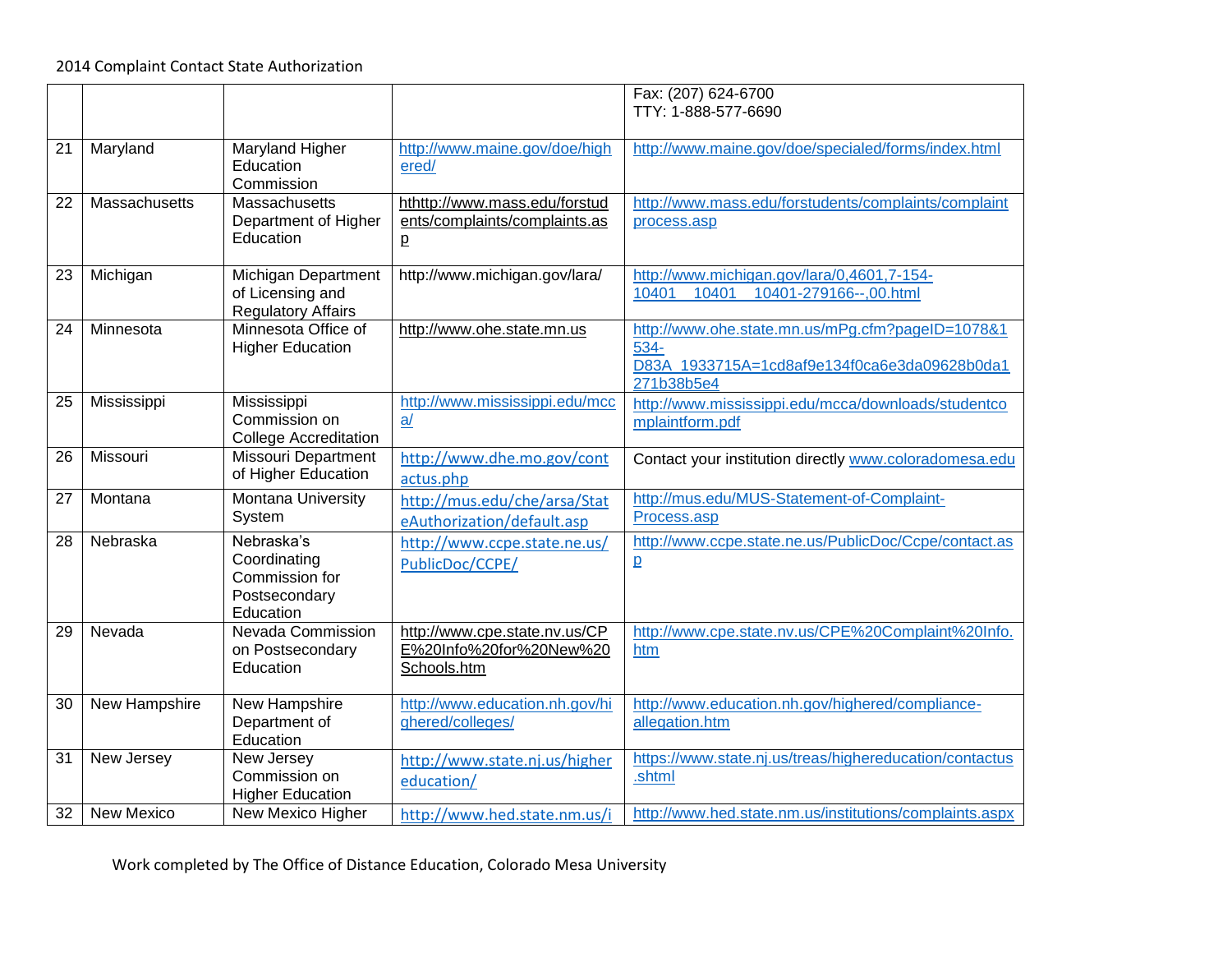2014 Complaint Contact State Authorization

| | | | | |
|---|---|---|---|---|
| | | | | Fax: (207) 624-6700<br>TTY: 1-888-577-6690 |
| 21 | Maryland | Maryland Higher Education Commission | http://www.maine.gov/doe/highered/ | http://www.maine.gov/doe/specialed/forms/index.html |
| 22 | Massachusetts | Massachusetts Department of Higher Education | hthttp://www.mass.edu/forstudents/complaints/complaints.asp | http://www.mass.edu/forstudents/complaints/complaintprocess.asp |
| 23 | Michigan | Michigan Department of Licensing and Regulatory Affairs | http://www.michigan.gov/lara/ | http://www.michigan.gov/lara/0,4601,7-154-10401_10401_10401-279166--,00.html |
| 24 | Minnesota | Minnesota Office of Higher Education | http://www.ohe.state.mn.us | http://www.ohe.state.mn.us/mPg.cfm?pageID=1078&1534-D83A_1933715A=1cd8af9e134f0ca6e3da09628b0da1271b38b5e4 |
| 25 | Mississippi | Mississippi Commission on College Accreditation | http://www.mississippi.edu/mcca/ | http://www.mississippi.edu/mcca/downloads/studentcomplaintform.pdf |
| 26 | Missouri | Missouri Department of Higher Education | http://www.dhe.mo.gov/contactus.php | Contact your institution directly www.coloradomesa.edu |
| 27 | Montana | Montana University System | http://mus.edu/che/arsa/StateAuthorization/default.asp | http://mus.edu/MUS-Statement-of-Complaint-Process.asp |
| 28 | Nebraska | Nebraska's Coordinating Commission for Postsecondary Education | http://www.ccpe.state.ne.us/PublicDoc/CCPE/ | http://www.ccpe.state.ne.us/PublicDoc/Ccpe/contact.asp |
| 29 | Nevada | Nevada Commission on Postsecondary Education | http://www.cpe.state.nv.us/CPE%20Info%20for%20New%20Schools.htm | http://www.cpe.state.nv.us/CPE%20Complaint%20Info.htm |
| 30 | New Hampshire | New Hampshire Department of Education | http://www.education.nh.gov/highered/colleges/ | http://www.education.nh.gov/highered/compliance-allegation.htm |
| 31 | New Jersey | New Jersey Commission on Higher Education | http://www.state.nj.us/highereducation/ | https://www.state.nj.us/treas/highereducation/contactus.shtml |
| 32 | New Mexico | New Mexico Higher | http://www.hed.state.nm.us/i | http://www.hed.state.nm.us/institutions/complaints.aspx |

Work completed by The Office of Distance Education, Colorado Mesa University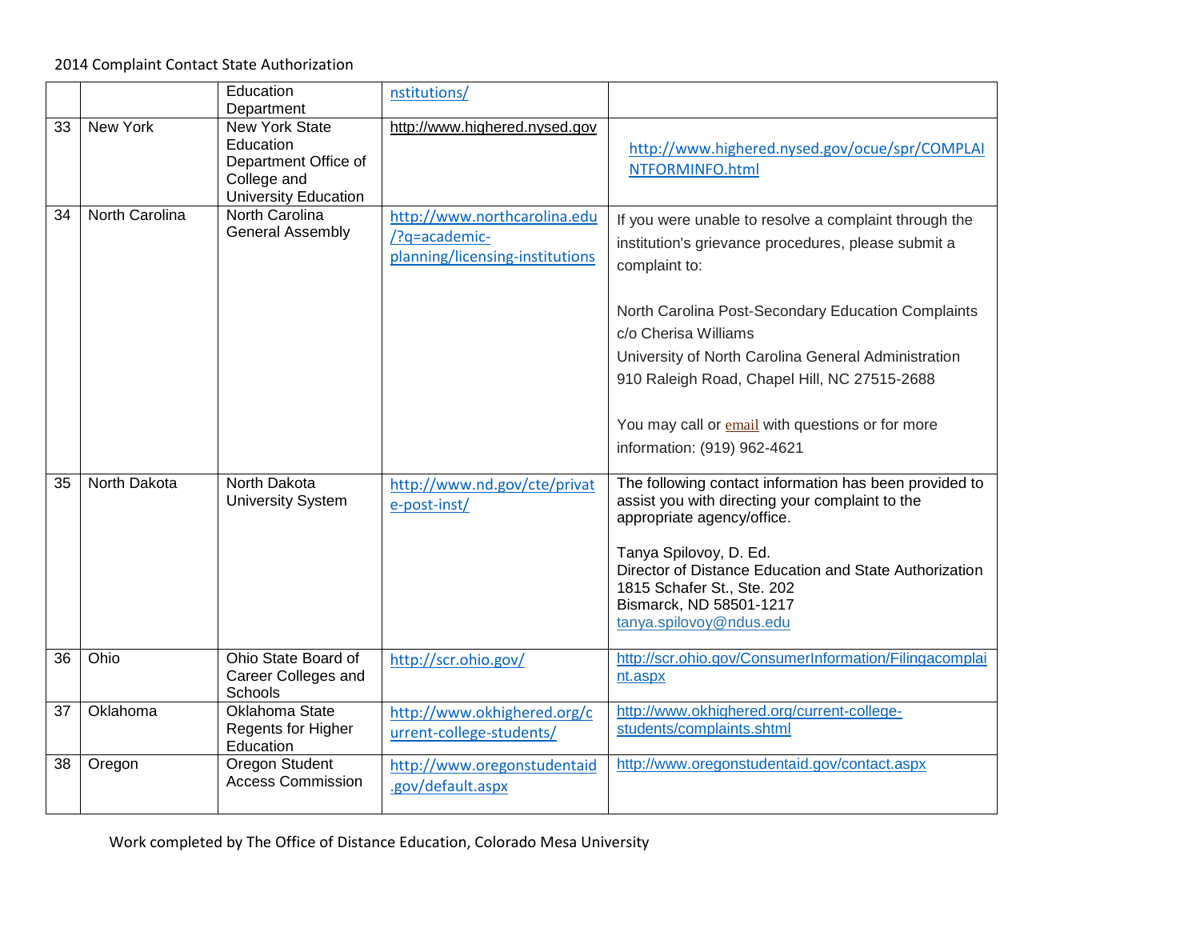| | | Education Department | nstitutions/ | |
|---|---|---|---|---|
| 33 | New York | New York State Education Department Office of College and University Education | http://www.highered.nysed.gov | http://www.highered.nysed.gov/ocue/spr/COMPLAINTFORMINFO.html |
| 34 | North Carolina | North Carolina General Assembly | http://www.northcarolina.edu/?q=academic-planning/licensing-institutions | If you were unable to resolve a complaint through the institution's grievance procedures, please submit a complaint to:<br><br>North Carolina Post-Secondary Education Complaints<br>c/o Cherisa Williams<br>University of North Carolina General Administration<br>910 Raleigh Road, Chapel Hill, NC 27515-2688<br><br>You may call or email with questions or for more information: (919) 962-4621 |
| 35 | North Dakota | North Dakota University System | http://www.nd.gov/cte/private-post-inst/ | The following contact information has been provided to assist you with directing your complaint to the appropriate agency/office.<br><br>Tanya Spilovoy, D. Ed.<br>Director of Distance Education and State Authorization<br>1815 Schafer St., Ste. 202<br>Bismarck, ND 58501-1217<br>tanya.spilovoy@ndus.edu |
| 36 | Ohio | Ohio State Board of Career Colleges and Schools | http://scr.ohio.gov/ | http://scr.ohio.gov/ConsumerInformation/Filingacomplaint.aspx |
| 37 | Oklahoma | Oklahoma State Regents for Higher Education | http://www.okhighered.org/current-college-students/ | http://www.okhighered.org/current-college-students/complaints.shtml |
| 38 | Oregon | Oregon Student Access Commission | http://www.oregonstudentaid.gov/default.aspx | http://www.oregonstudentaid.gov/contact.aspx |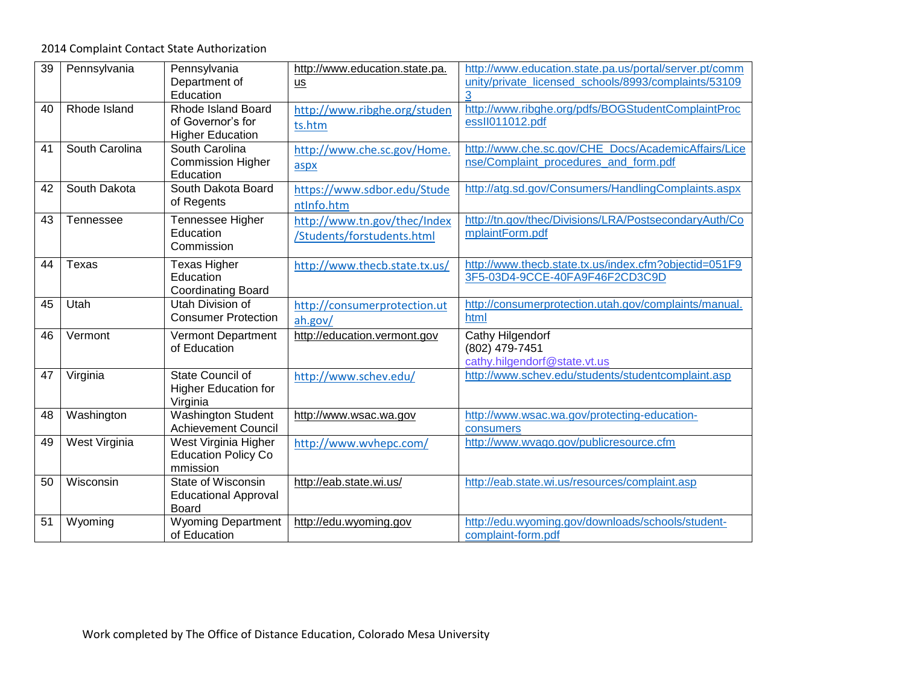2014 Complaint Contact State Authorization

| | | | | |
|---|---|---|---|---|
| 39 | Pennsylvania | Pennsylvania Department of Education | http://www.education.state.pa.us | http://www.education.state.pa.us/portal/server.pt/community/private_licensed_schools/8993/complaints/531093 |
| 40 | Rhode Island | Rhode Island Board of Governor's for Higher Education | http://www.ribghe.org/students.htm | http://www.ribghe.org/pdfs/BOGStudentComplaintProcessII011012.pdf |
| 41 | South Carolina | South Carolina Commission Higher Education | http://www.che.sc.gov/Home.aspx | http://www.che.sc.gov/CHE_Docs/AcademicAffairs/License/Complaint_procedures_and_form.pdf |
| 42 | South Dakota | South Dakota Board of Regents | https://www.sdbor.edu/StudentInfo.htm | http://atg.sd.gov/Consumers/HandlingComplaints.aspx |
| 43 | Tennessee | Tennessee Higher Education Commission | http://www.tn.gov/thec/Index/Students/forstudents.html | http://tn.gov/thec/Divisions/LRA/PostsecondaryAuth/ComplaintForm.pdf |
| 44 | Texas | Texas Higher Education Coordinating Board | http://www.thecb.state.tx.us/ | http://www.thecb.state.tx.us/index.cfm?objectid=051F93F5-03D4-9CCE-40FA9F46F2CD3C9D |
| 45 | Utah | Utah Division of Consumer Protection | http://consumerprotection.utah.gov/ | http://consumerprotection.utah.gov/complaints/manual.html |
| 46 | Vermont | Vermont Department of Education | http://education.vermont.gov | Cathy Hilgendorf<br>(802) 479-7451<br>cathy.hilgendorf@state.vt.us |
| 47 | Virginia | State Council of Higher Education for Virginia | http://www.schev.edu/ | http://www.schev.edu/students/studentcomplaint.asp |
| 48 | Washington | Washington Student Achievement Council | http://www.wsac.wa.gov | http://www.wsac.wa.gov/protecting-education-consumers |
| 49 | West Virginia | West Virginia Higher Education Policy Commission | http://www.wvhepc.com/ | http://www.wvago.gov/publicresource.cfm |
| 50 | Wisconsin | State of Wisconsin Educational Approval Board | http://eab.state.wi.us/ | http://eab.state.wi.us/resources/complaint.asp |
| 51 | Wyoming | Wyoming Department of Education | http://edu.wyoming.gov | http://edu.wyoming.gov/downloads/schools/student-complaint-form.pdf |

Work completed by The Office of Distance Education, Colorado Mesa University